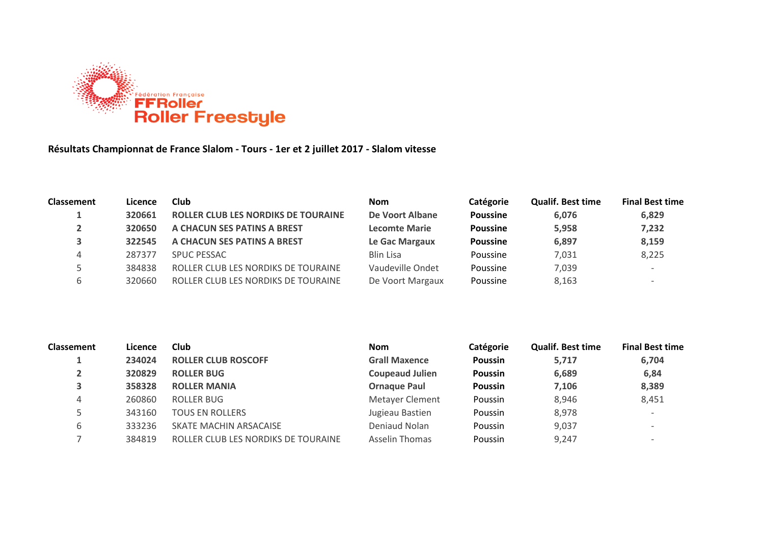Fédération Française
**FFRoller**
**Roller Freestyle**

**Résultats Championnat de France Slalom - Tours - 1er et 2 juillet 2017 - Slalom vitesse**

| Classement | Licence | Club | Nom | Catégorie | Qualif. Best time | Final Best time |
|---|---|---|---|---|---|---|
| **1** | **320661** | **ROLLER CLUB LES NORDIKS DE TOURAINE** | **De Voort Albane** | **Poussine** | **6,076** | **6,829** |
| **2** | **320650** | **A CHACUN SES PATINS A BREST** | **Lecomte Marie** | **Poussine** | **5,958** | **7,232** |
| **3** | **322545** | **A CHACUN SES PATINS A BREST** | **Le Gac Margaux** | **Poussine** | **6,897** | **8,159** |
| 4 | 287377 | SPUC PESSAC | Blin Lisa | Poussine | 7,031 | 8,225 |
| 5 | 384838 | ROLLER CLUB LES NORDIKS DE TOURAINE | Vaudeville Ondet | Poussine | 7,039 | - |
| 6 | 320660 | ROLLER CLUB LES NORDIKS DE TOURAINE | De Voort Margaux | Poussine | 8,163 | - |

| Classement | Licence | Club | Nom | Catégorie | Qualif. Best time | Final Best time |
|---|---|---|---|---|---|---|
| **1** | **234024** | **ROLLER CLUB ROSCOFF** | **Grall Maxence** | **Poussin** | **5,717** | **6,704** |
| **2** | **320829** | **ROLLER BUG** | **Coupeaud Julien** | **Poussin** | **6,689** | **6,84** |
| **3** | **358328** | **ROLLER MANIA** | **Ornaque Paul** | **Poussin** | **7,106** | **8,389** |
| 4 | 260860 | ROLLER BUG | Metayer Clement | Poussin | 8,946 | 8,451 |
| 5 | 343160 | TOUS EN ROLLERS | Jugieau Bastien | Poussin | 8,978 | - |
| 6 | 333236 | SKATE MACHIN ARSACAISE | Deniaud Nolan | Poussin | 9,037 | - |
| 7 | 384819 | ROLLER CLUB LES NORDIKS DE TOURAINE | Asselin Thomas | Poussin | 9,247 | - |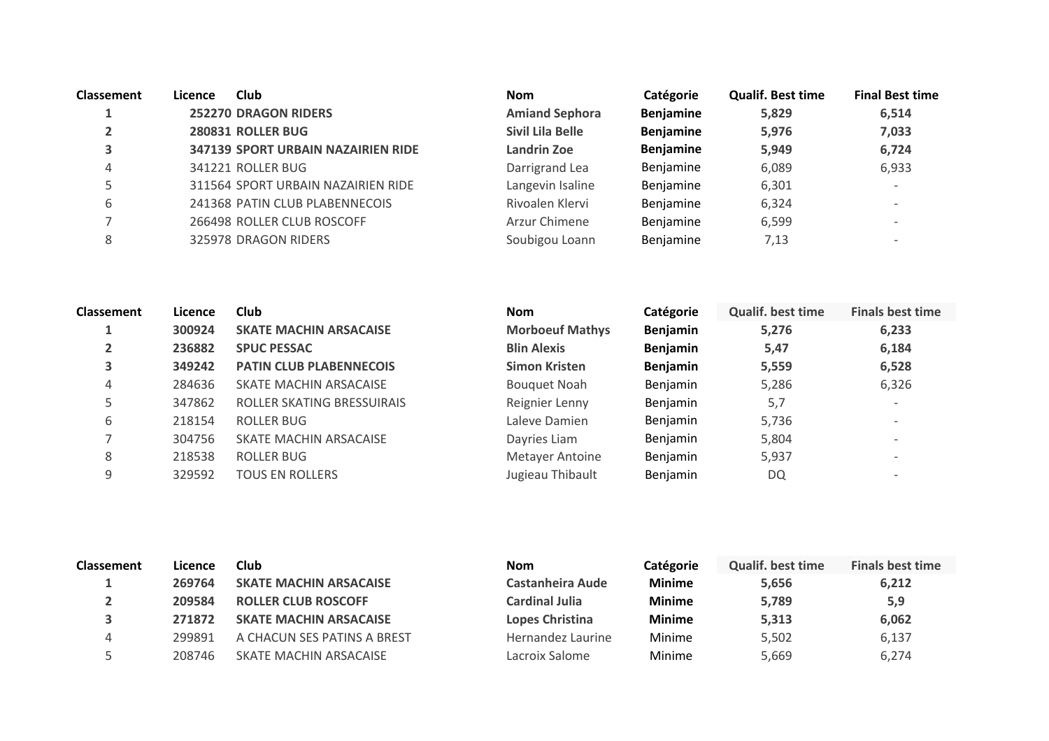| Classement | Licence | Club | Nom | Catégorie | Qualif. Best time | Final Best time |
|---|---|---|---|---|---|---|
| **1** | **252270** | **DRAGON RIDERS** | **Amiand Sephora** | **Benjamine** | **5,829** | **6,514** |
| **2** | **280831** | **ROLLER BUG** | **Sivil Lila Belle** | **Benjamine** | **5,976** | **7,033** |
| **3** | **347139** | **SPORT URBAIN NAZAIRIEN RIDE** | **Landrin Zoe** | **Benjamine** | **5,949** | **6,724** |
| 4 | 341221 | ROLLER BUG | Darrigrand Lea | Benjamine | 6,089 | 6,933 |
| 5 | 311564 | SPORT URBAIN NAZAIRIEN RIDE | Langevin Isaline | Benjamine | 6,301 | - |
| 6 | 241368 | PATIN CLUB PLABENNECOIS | Rivoalen Klervi | Benjamine | 6,324 | - |
| 7 | 266498 | ROLLER CLUB ROSCOFF | Arzur Chimene | Benjamine | 6,599 | - |
| 8 | 325978 | DRAGON RIDERS | Soubigou Loann | Benjamine | 7,13 | - |

| Classement | Licence | Club | Nom | Catégorie | Qualif. best time | Finals best time |
|---|---|---|---|---|---|---|
| **1** | **300924** | **SKATE MACHIN ARSACAISE** | **Morboeuf Mathys** | **Benjamin** | **5,276** | **6,233** |
| **2** | **236882** | **SPUC PESSAC** | **Blin Alexis** | **Benjamin** | **5,47** | **6,184** |
| **3** | **349242** | **PATIN CLUB PLABENNECOIS** | **Simon Kristen** | **Benjamin** | **5,559** | **6,528** |
| 4 | 284636 | SKATE MACHIN ARSACAISE | Bouquet Noah | Benjamin | 5,286 | 6,326 |
| 5 | 347862 | ROLLER SKATING BRESSUIRAIS | Reignier Lenny | Benjamin | 5,7 | - |
| 6 | 218154 | ROLLER BUG | Laleve Damien | Benjamin | 5,736 | - |
| 7 | 304756 | SKATE MACHIN ARSACAISE | Dayries Liam | Benjamin | 5,804 | - |
| 8 | 218538 | ROLLER BUG | Metayer Antoine | Benjamin | 5,937 | - |
| 9 | 329592 | TOUS EN ROLLERS | Jugieau Thibault | Benjamin | DQ | - |

| Classement | Licence | Club | Nom | Catégorie | Qualif. best time | Finals best time |
|---|---|---|---|---|---|---|
| **1** | **269764** | **SKATE MACHIN ARSACAISE** | **Castanheira Aude** | **Minime** | **5,656** | **6,212** |
| **2** | **209584** | **ROLLER CLUB ROSCOFF** | **Cardinal Julia** | **Minime** | **5,789** | **5,9** |
| **3** | **271872** | **SKATE MACHIN ARSACAISE** | **Lopes Christina** | **Minime** | **5,313** | **6,062** |
| 4 | 299891 | A CHACUN SES PATINS A BREST | Hernandez Laurine | Minime | 5,502 | 6,137 |
| 5 | 208746 | SKATE MACHIN ARSACAISE | Lacroix Salome | Minime | 5,669 | 6,274 |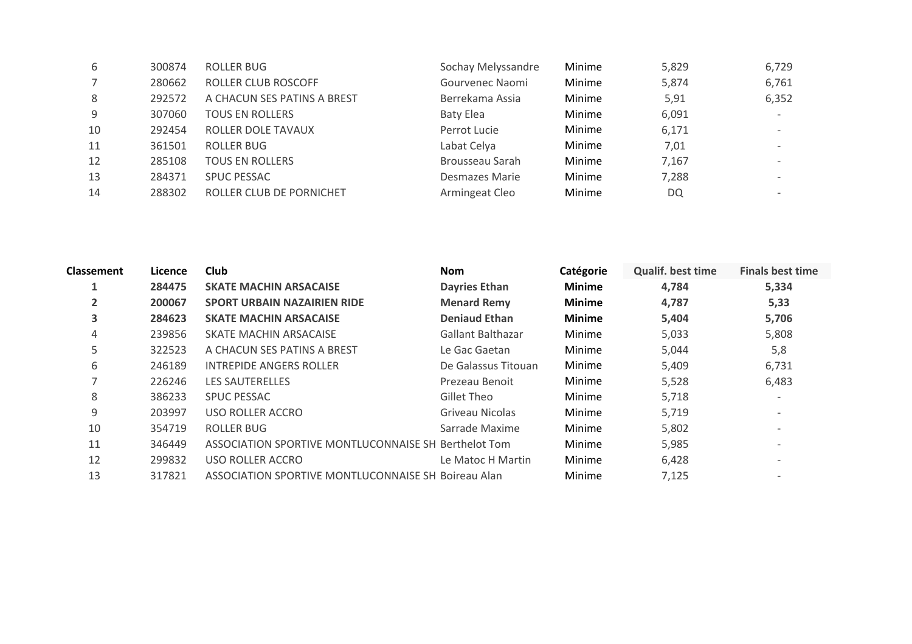| | | | | | | |
|---|---|---|---|---|---|---|
| 6 | 300874 | ROLLER BUG | Sochay Melyssandre | Minime | 5,829 | 6,729 |
| 7 | 280662 | ROLLER CLUB ROSCOFF | Gourvenec Naomi | Minime | 5,874 | 6,761 |
| 8 | 292572 | A CHACUN SES PATINS A BREST | Berrekama Assia | Minime | 5,91 | 6,352 |
| 9 | 307060 | TOUS EN ROLLERS | Baty Elea | Minime | 6,091 | - |
| 10 | 292454 | ROLLER DOLE TAVAUX | Perrot Lucie | Minime | 6,171 | - |
| 11 | 361501 | ROLLER BUG | Labat Celya | Minime | 7,01 | - |
| 12 | 285108 | TOUS EN ROLLERS | Brousseau Sarah | Minime | 7,167 | - |
| 13 | 284371 | SPUC PESSAC | Desmazes Marie | Minime | 7,288 | - |
| 14 | 288302 | ROLLER CLUB DE PORNICHET | Armingeat Cleo | Minime | DQ | - |

| Classement | Licence | Club | Nom | Catégorie | Qualif. best time | Finals best time |
|---|---|---|---|---|---|---|
| **1** | **284475** | **SKATE MACHIN ARSACAISE** | **Dayries Ethan** | **Minime** | **4,784** | **5,334** |
| **2** | **200067** | **SPORT URBAIN NAZAIRIEN RIDE** | **Menard Remy** | **Minime** | **4,787** | **5,33** |
| **3** | **284623** | **SKATE MACHIN ARSACAISE** | **Deniaud Ethan** | **Minime** | **5,404** | **5,706** |
| 4 | 239856 | SKATE MACHIN ARSACAISE | Gallant Balthazar | Minime | 5,033 | 5,808 |
| 5 | 322523 | A CHACUN SES PATINS A BREST | Le Gac Gaetan | Minime | 5,044 | 5,8 |
| 6 | 246189 | INTREPIDE ANGERS ROLLER | De Galassus Titouan | Minime | 5,409 | 6,731 |
| 7 | 226246 | LES SAUTERELLES | Prezeau Benoit | Minime | 5,528 | 6,483 |
| 8 | 386233 | SPUC PESSAC | Gillet Theo | Minime | 5,718 | - |
| 9 | 203997 | USO ROLLER ACCRO | Griveau Nicolas | Minime | 5,719 | - |
| 10 | 354719 | ROLLER BUG | Sarrade Maxime | Minime | 5,802 | - |
| 11 | 346449 | ASSOCIATION SPORTIVE MONTLUCONNAISE SH | Berthelot Tom | Minime | 5,985 | - |
| 12 | 299832 | USO ROLLER ACCRO | Le Matoc H Martin | Minime | 6,428 | - |
| 13 | 317821 | ASSOCIATION SPORTIVE MONTLUCONNAISE SH | Boireau Alan | Minime | 7,125 | - |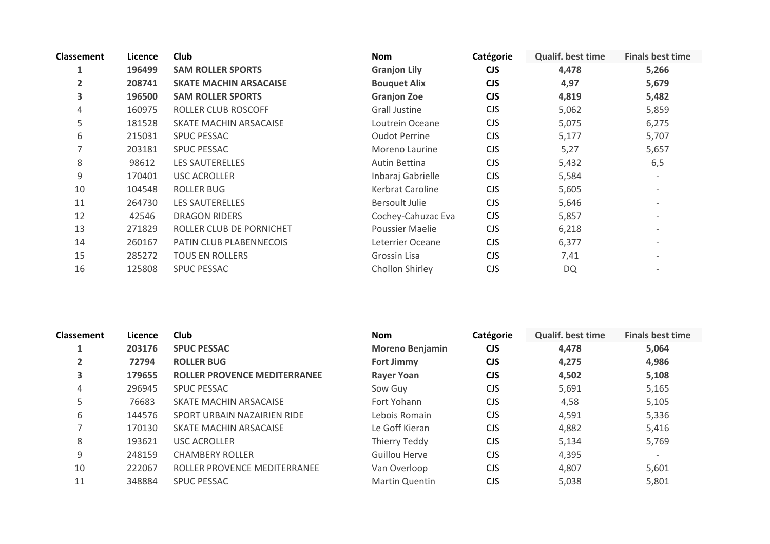| Classement | Licence | Club | Nom | Catégorie | Qualif. best time | Finals best time |
|---|---|---|---|---|---|---|
| **1** | **196499** | **SAM ROLLER SPORTS** | **Granjon Lily** | **CJS** | **4,478** | **5,266** |
| **2** | **208741** | **SKATE MACHIN ARSACAISE** | **Bouquet Alix** | **CJS** | **4,97** | **5,679** |
| **3** | **196500** | **SAM ROLLER SPORTS** | **Granjon Zoe** | **CJS** | **4,819** | **5,482** |
| 4 | 160975 | ROLLER CLUB ROSCOFF | Grall Justine | CJS | 5,062 | 5,859 |
| 5 | 181528 | SKATE MACHIN ARSACAISE | Loutrein Oceane | CJS | 5,075 | 6,275 |
| 6 | 215031 | SPUC PESSAC | Oudot Perrine | CJS | 5,177 | 5,707 |
| 7 | 203181 | SPUC PESSAC | Moreno Laurine | CJS | 5,27 | 5,657 |
| 8 | 98612 | LES SAUTERELLES | Autin Bettina | CJS | 5,432 | 6,5 |
| 9 | 170401 | USC ACROLLER | Inbaraj Gabrielle | CJS | 5,584 | - |
| 10 | 104548 | ROLLER BUG | Kerbrat Caroline | CJS | 5,605 | - |
| 11 | 264730 | LES SAUTERELLES | Bersoult Julie | CJS | 5,646 | - |
| 12 | 42546 | DRAGON RIDERS | Cochey-Cahuzac Eva | CJS | 5,857 | - |
| 13 | 271829 | ROLLER CLUB DE PORNICHET | Poussier Maelie | CJS | 6,218 | - |
| 14 | 260167 | PATIN CLUB PLABENNECOIS | Leterrier Oceane | CJS | 6,377 | - |
| 15 | 285272 | TOUS EN ROLLERS | Grossin Lisa | CJS | 7,41 | - |
| 16 | 125808 | SPUC PESSAC | Chollon Shirley | CJS | DQ | - |

| Classement | Licence | Club | Nom | Catégorie | Qualif. best time | Finals best time |
|---|---|---|---|---|---|---|
| **1** | **203176** | **SPUC PESSAC** | **Moreno Benjamin** | **CJS** | **4,478** | **5,064** |
| **2** | **72794** | **ROLLER BUG** | **Fort Jimmy** | **CJS** | **4,275** | **4,986** |
| **3** | **179655** | **ROLLER PROVENCE MEDITERRANEE** | **Rayer Yoan** | **CJS** | **4,502** | **5,108** |
| 4 | 296945 | SPUC PESSAC | Sow Guy | CJS | 5,691 | 5,165 |
| 5 | 76683 | SKATE MACHIN ARSACAISE | Fort Yohann | CJS | 4,58 | 5,105 |
| 6 | 144576 | SPORT URBAIN NAZAIRIEN RIDE | Lebois Romain | CJS | 4,591 | 5,336 |
| 7 | 170130 | SKATE MACHIN ARSACAISE | Le Goff Kieran | CJS | 4,882 | 5,416 |
| 8 | 193621 | USC ACROLLER | Thierry Teddy | CJS | 5,134 | 5,769 |
| 9 | 248159 | CHAMBERY ROLLER | Guillou Herve | CJS | 4,395 | - |
| 10 | 222067 | ROLLER PROVENCE MEDITERRANEE | Van Overloop | CJS | 4,807 | 5,601 |
| 11 | 348884 | SPUC PESSAC | Martin Quentin | CJS | 5,038 | 5,801 |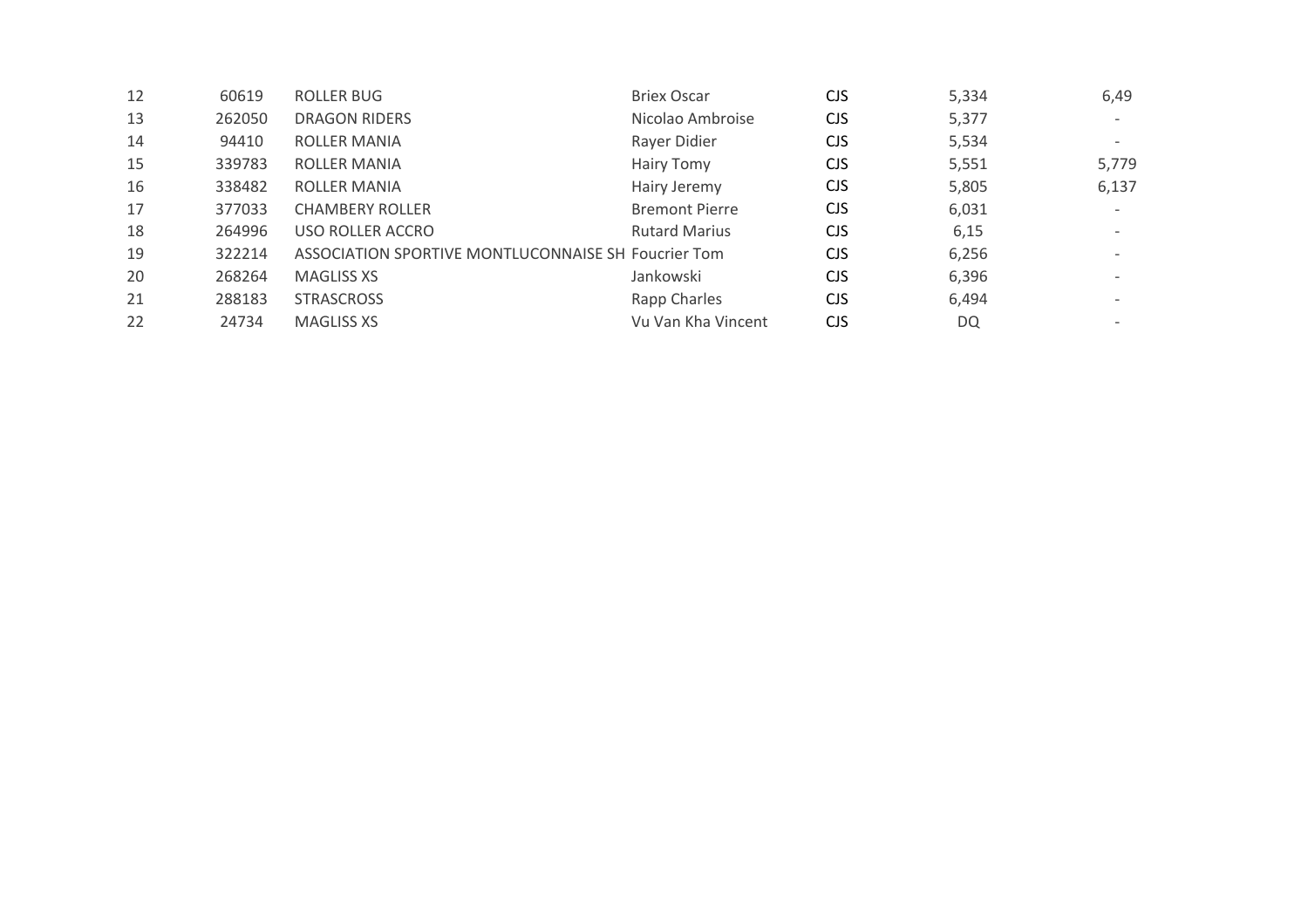| | | | | | | |
|---|---|---|---|---|---|---|
| 12 | 60619 | ROLLER BUG | Briex Oscar | CJS | 5,334 | 6,49 |
| 13 | 262050 | DRAGON RIDERS | Nicolao Ambroise | CJS | 5,377 | - |
| 14 | 94410 | ROLLER MANIA | Rayer Didier | CJS | 5,534 | - |
| 15 | 339783 | ROLLER MANIA | Hairy Tomy | CJS | 5,551 | 5,779 |
| 16 | 338482 | ROLLER MANIA | Hairy Jeremy | CJS | 5,805 | 6,137 |
| 17 | 377033 | CHAMBERY ROLLER | Bremont Pierre | CJS | 6,031 | - |
| 18 | 264996 | USO ROLLER ACCRO | Rutard Marius | CJS | 6,15 | - |
| 19 | 322214 | ASSOCIATION SPORTIVE MONTLUCONNAISE SH | Foucrier Tom | CJS | 6,256 | - |
| 20 | 268264 | MAGLISS XS | Jankowski | CJS | 6,396 | - |
| 21 | 288183 | STRASCROSS | Rapp Charles | CJS | 6,494 | - |
| 22 | 24734 | MAGLISS XS | Vu Van Kha Vincent | CJS | DQ | - |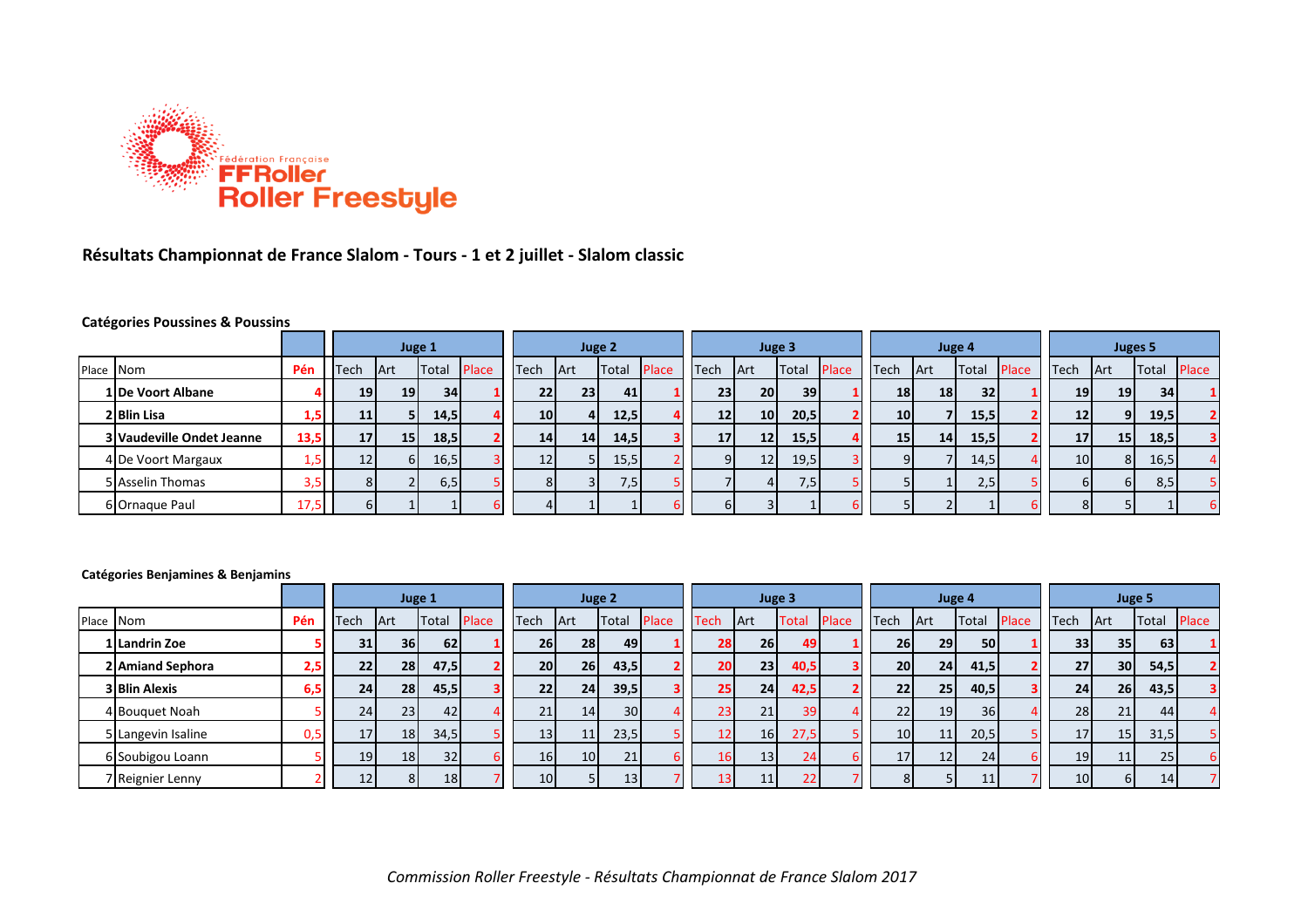Fédération Française
**FFRoller**
**Roller Freestyle**

## Résultats Championnat de France Slalom - Tours - 1 et 2 juillet - Slalom classic

### Catégories Poussines & Poussins

| | | | Juge 1 | | | | Juge 2 | | | | Juge 3 | | | | Juge 4 | | | | Juges 5 | | | |
|---|---|---|---|---|---|---|---|---|---|---|---|---|---|---|---|---|---|---|---|---|---|---|
| Place | Nom | Pén | Tech | Art | Total | Place | Tech | Art | Total | Place | Tech | Art | Total | Place | Tech | Art | Total | Place | Tech | Art | Total | Place |
| **1** | **De Voort Albane** | 4 | **19** | **19** | **34** | 1 | **22** | **23** | **41** | 1 | **23** | **20** | **39** | 1 | **18** | **18** | **32** | 1 | **19** | **19** | **34** | 1 |
| **2** | **Blin Lisa** | 1,5 | **11** | **5** | **14,5** | 4 | **10** | **4** | **12,5** | 4 | **12** | **10** | **20,5** | 2 | **10** | **7** | **15,5** | 2 | **12** | **9** | **19,5** | 2 |
| **3** | **Vaudeville Ondet Jeanne** | 13,5 | **17** | **15** | **18,5** | 2 | **14** | **14** | **14,5** | 3 | **17** | **12** | **15,5** | 4 | **15** | **14** | **15,5** | 2 | **17** | **15** | **18,5** | 3 |
| 4 | De Voort Margaux | 1,5 | 12 | 6 | 16,5 | 3 | 12 | 5 | 15,5 | 2 | 9 | 12 | 19,5 | 3 | 9 | 7 | 14,5 | 4 | 10 | 8 | 16,5 | 4 |
| 5 | Asselin Thomas | 3,5 | 8 | 2 | 6,5 | 5 | 8 | 3 | 7,5 | 5 | 7 | 4 | 7,5 | 5 | 5 | 1 | 2,5 | 5 | 6 | 6 | 8,5 | 5 |
| 6 | Ornaque Paul | 17,5 | 6 | 1 | 1 | 6 | 4 | 1 | 1 | 6 | 6 | 3 | 1 | 6 | 5 | 2 | 1 | 6 | 8 | 5 | 1 | 6 |

### Catégories Benjamines & Benjamins

| | | | Juge 1 | | | | Juge 2 | | | | Juge 3 | | | | Juge 4 | | | | Juge 5 | | | |
|---|---|---|---|---|---|---|---|---|---|---|---|---|---|---|---|---|---|---|---|---|---|---|
| Place | Nom | Pén | Tech | Art | Total | Place | Tech | Art | Total | Place | Tech | Art | Total | Place | Tech | Art | Total | Place | Tech | Art | Total | Place |
| **1** | **Landrin Zoe** | 5 | **31** | **36** | **62** | 1 | **26** | **28** | **49** | 1 | **28** | **26** | **49** | 1 | **26** | **29** | **50** | 1 | **33** | **35** | **63** | 1 |
| **2** | **Amiand Sephora** | 2,5 | **22** | **28** | **47,5** | 2 | **20** | **26** | **43,5** | 2 | **20** | **23** | **40,5** | 3 | **20** | **24** | **41,5** | 2 | **27** | **30** | **54,5** | 2 |
| **3** | **Blin Alexis** | 6,5 | **24** | **28** | **45,5** | 3 | **22** | **24** | **39,5** | 3 | **25** | **24** | **42,5** | 2 | **22** | **25** | **40,5** | 3 | **24** | **26** | **43,5** | 3 |
| 4 | Bouquet Noah | 5 | 24 | 23 | 42 | 4 | 21 | 14 | 30 | 4 | 23 | 21 | 39 | 4 | 22 | 19 | 36 | 4 | 28 | 21 | 44 | 4 |
| 5 | Langevin Isaline | 0,5 | 17 | 18 | 34,5 | 5 | 13 | 11 | 23,5 | 5 | 12 | 16 | 27,5 | 5 | 10 | 11 | 20,5 | 5 | 17 | 15 | 31,5 | 5 |
| 6 | Soubigou Loann | 5 | 19 | 18 | 32 | 6 | 16 | 10 | 21 | 6 | 16 | 13 | 24 | 6 | 17 | 12 | 24 | 6 | 19 | 11 | 25 | 6 |
| 7 | Reignier Lenny | 2 | 12 | 8 | 18 | 7 | 10 | 5 | 13 | 7 | 13 | 11 | 22 | 7 | 8 | 5 | 11 | 7 | 10 | 6 | 14 | 7 |

*Commission Roller Freestyle - Résultats Championnat de France Slalom 2017*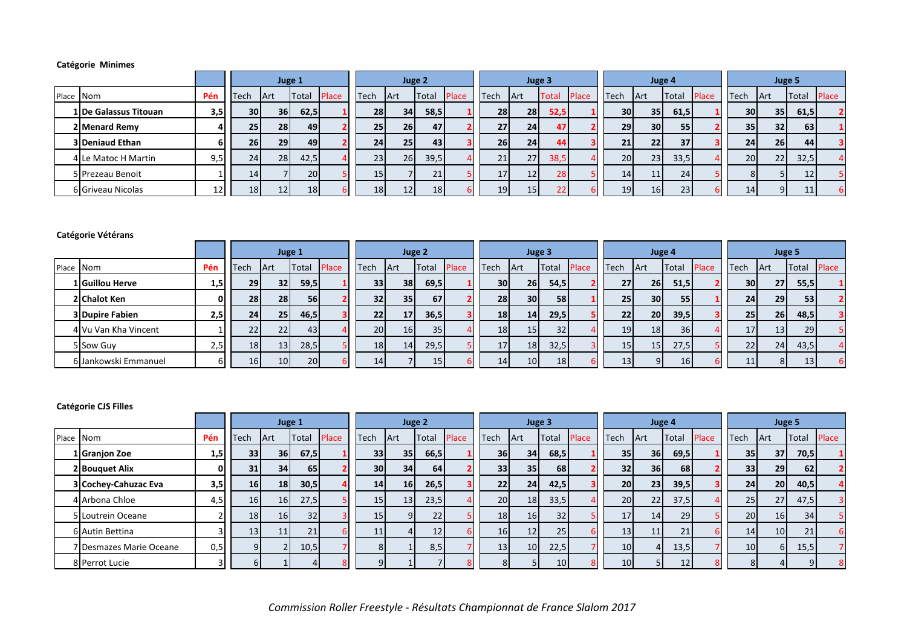**Catégorie  Minimes**

| | | | Juge 1 | | | | Juge 2 | | | | Juge 3 | | | | Juge 4 | | | | Juge 5 | | | |
|---|---|---|---|---|---|---|---|---|---|---|---|---|---|---|---|---|---|---|---|---|---|---|
| Place | Nom | Pén | Tech | Art | Total | Place | Tech | Art | Total | Place | Tech | Art | Total | Place | Tech | Art | Total | Place | Tech | Art | Total | Place |
| 1 | **De Galassus Titouan** | **3,5** | **30** | **36** | **62,5** | **1** | **28** | **34** | **58,5** | **1** | **28** | **28** | **52,5** | **1** | **30** | **35** | **61,5** | **1** | **30** | **35** | **61,5** | **2** |
| 2 | **Menard Remy** | **4** | **25** | **28** | **49** | **2** | **25** | **26** | **47** | **2** | **27** | **24** | **47** | **2** | **29** | **30** | **55** | **2** | **35** | **32** | **63** | **1** |
| 3 | **Deniaud Ethan** | **6** | **26** | **29** | **49** | **2** | **24** | **25** | **43** | **3** | **26** | **24** | **44** | **3** | **21** | **22** | **37** | **3** | **24** | **26** | **44** | **3** |
| 4 | Le Matoc H Martin | 9,5 | 24 | 28 | 42,5 | 4 | 23 | 26 | 39,5 | 4 | 21 | 27 | 38,5 | 4 | 20 | 23 | 33,5 | 4 | 20 | 22 | 32,5 | 4 |
| 5 | Prezeau Benoit | 1 | 14 | 7 | 20 | 5 | 15 | 7 | 21 | 5 | 17 | 12 | 28 | 5 | 14 | 11 | 24 | 5 | 8 | 5 | 12 | 5 |
| 6 | Griveau Nicolas | 12 | 18 | 12 | 18 | 6 | 18 | 12 | 18 | 6 | 19 | 15 | 22 | 6 | 19 | 16 | 23 | 6 | 14 | 9 | 11 | 6 |

**Catégorie Vétérans**

| | | | Juge 1 | | | | Juge 2 | | | | Juge 3 | | | | Juge 4 | | | | Juge 5 | | | |
|---|---|---|---|---|---|---|---|---|---|---|---|---|---|---|---|---|---|---|---|---|---|---|
| Place | Nom | Pén | Tech | Art | Total | Place | Tech | Art | Total | Place | Tech | Art | Total | Place | Tech | Art | Total | Place | Tech | Art | Total | Place |
| 1 | **Guillou Herve** | **1,5** | **29** | **32** | **59,5** | **1** | **33** | **38** | **69,5** | **1** | **30** | **26** | **54,5** | **2** | **27** | **26** | **51,5** | **2** | **30** | **27** | **55,5** | **1** |
| 2 | **Chalot Ken** | **0** | **28** | **28** | **56** | **2** | **32** | **35** | **67** | **2** | **28** | **30** | **58** | **1** | **25** | **30** | **55** | **1** | **24** | **29** | **53** | **2** |
| 3 | **Dupire Fabien** | **2,5** | **24** | **25** | **46,5** | **3** | **22** | **17** | **36,5** | **3** | **18** | **14** | **29,5** | **5** | **22** | **20** | **39,5** | **3** | **25** | **26** | **48,5** | **3** |
| 4 | Vu Van Kha Vincent | 1 | 22 | 22 | 43 | 4 | 20 | 16 | 35 | 4 | 18 | 15 | 32 | 4 | 19 | 18 | 36 | 4 | 17 | 13 | 29 | 5 |
| 5 | Sow Guy | 2,5 | 18 | 13 | 28,5 | 5 | 18 | 14 | 29,5 | 5 | 17 | 18 | 32,5 | 3 | 15 | 15 | 27,5 | 5 | 22 | 24 | 43,5 | 4 |
| 6 | Jankowski Emmanuel | 6 | 16 | 10 | 20 | 6 | 14 | 7 | 15 | 6 | 14 | 10 | 18 | 6 | 13 | 9 | 16 | 6 | 11 | 8 | 13 | 6 |

**Catégorie CJS Filles**

| | | | Juge 1 | | | | Juge 2 | | | | Juge 3 | | | | Juge 4 | | | | Juge 5 | | | |
|---|---|---|---|---|---|---|---|---|---|---|---|---|---|---|---|---|---|---|---|---|---|---|
| Place | Nom | Pén | Tech | Art | Total | Place | Tech | Art | Total | Place | Tech | Art | Total | Place | Tech | Art | Total | Place | Tech | Art | Total | Place |
| 1 | **Granjon Zoe** | **1,5** | **33** | **36** | **67,5** | **1** | **33** | **35** | **66,5** | **1** | **36** | **34** | **68,5** | **1** | **35** | **36** | **69,5** | **1** | **35** | **37** | **70,5** | **1** |
| 2 | **Bouquet Alix** | **0** | **31** | **34** | **65** | **2** | **30** | **34** | **64** | **2** | **33** | **35** | **68** | **2** | **32** | **36** | **68** | **2** | **33** | **29** | **62** | **2** |
| 3 | **Cochey-Cahuzac Eva** | **3,5** | **16** | **18** | **30,5** | **4** | **14** | **16** | **26,5** | **3** | **22** | **24** | **42,5** | **3** | **20** | **23** | **39,5** | **3** | **24** | **20** | **40,5** | **4** |
| 4 | Arbona Chloe | 4,5 | 16 | 16 | 27,5 | 5 | 15 | 13 | 23,5 | 4 | 20 | 18 | 33,5 | 4 | 20 | 22 | 37,5 | 4 | 25 | 27 | 47,5 | 3 |
| 5 | Loutrein Oceane | 2 | 18 | 16 | 32 | 3 | 15 | 9 | 22 | 5 | 18 | 16 | 32 | 5 | 17 | 14 | 29 | 5 | 20 | 16 | 34 | 5 |
| 6 | Autin Bettina | 3 | 13 | 11 | 21 | 6 | 11 | 4 | 12 | 6 | 16 | 12 | 25 | 6 | 13 | 11 | 21 | 6 | 14 | 10 | 21 | 6 |
| 7 | Desmazes Marie Oceane | 0,5 | 9 | 2 | 10,5 | 7 | 8 | 1 | 8,5 | 7 | 13 | 10 | 22,5 | 7 | 10 | 4 | 13,5 | 7 | 10 | 6 | 15,5 | 7 |
| 8 | Perrot Lucie | 3 | 6 | 1 | 4 | 8 | 9 | 1 | 7 | 8 | 8 | 5 | 10 | 8 | 10 | 5 | 12 | 8 | 8 | 4 | 9 | 8 |

*Commission Roller Freestyle - Résultats Championnat de France Slalom 2017*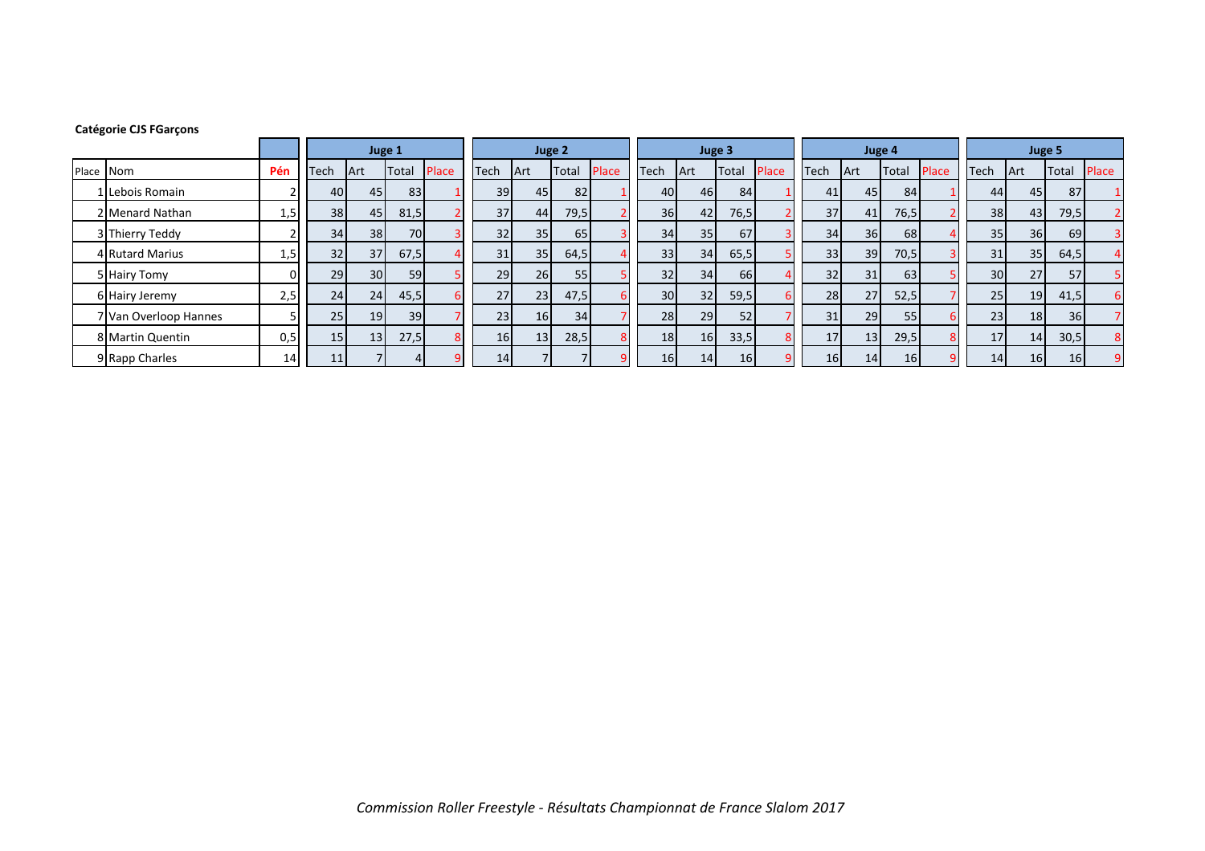**Catégorie CJS FGarçons**

| | | | Juge 1 | | | | Juge 2 | | | | Juge 3 | | | | Juge 4 | | | | Juge 5 | | | |
|---|---|---|---|---|---|---|---|---|---|---|---|---|---|---|---|---|---|---|---|---|---|---|
| Place | Nom | Pén | Tech | Art | Total | Place | Tech | Art | Total | Place | Tech | Art | Total | Place | Tech | Art | Total | Place | Tech | Art | Total | Place |
| 1 | Lebois Romain | 2 | 40 | 45 | 83 | 1 | 39 | 45 | 82 | 1 | 40 | 46 | 84 | 1 | 41 | 45 | 84 | 1 | 44 | 45 | 87 | 1 |
| 2 | Menard Nathan | 1,5 | 38 | 45 | 81,5 | 2 | 37 | 44 | 79,5 | 2 | 36 | 42 | 76,5 | 2 | 37 | 41 | 76,5 | 2 | 38 | 43 | 79,5 | 2 |
| 3 | Thierry Teddy | 2 | 34 | 38 | 70 | 3 | 32 | 35 | 65 | 3 | 34 | 35 | 67 | 3 | 34 | 36 | 68 | 4 | 35 | 36 | 69 | 3 |
| 4 | Rutard Marius | 1,5 | 32 | 37 | 67,5 | 4 | 31 | 35 | 64,5 | 4 | 33 | 34 | 65,5 | 5 | 33 | 39 | 70,5 | 3 | 31 | 35 | 64,5 | 4 |
| 5 | Hairy Tomy | 0 | 29 | 30 | 59 | 5 | 29 | 26 | 55 | 5 | 32 | 34 | 66 | 4 | 32 | 31 | 63 | 5 | 30 | 27 | 57 | 5 |
| 6 | Hairy Jeremy | 2,5 | 24 | 24 | 45,5 | 6 | 27 | 23 | 47,5 | 6 | 30 | 32 | 59,5 | 6 | 28 | 27 | 52,5 | 7 | 25 | 19 | 41,5 | 6 |
| 7 | Van Overloop Hannes | 5 | 25 | 19 | 39 | 7 | 23 | 16 | 34 | 7 | 28 | 29 | 52 | 7 | 31 | 29 | 55 | 6 | 23 | 18 | 36 | 7 |
| 8 | Martin Quentin | 0,5 | 15 | 13 | 27,5 | 8 | 16 | 13 | 28,5 | 8 | 18 | 16 | 33,5 | 8 | 17 | 13 | 29,5 | 8 | 17 | 14 | 30,5 | 8 |
| 9 | Rapp Charles | 14 | 11 | 7 | 4 | 9 | 14 | 7 | 7 | 9 | 16 | 14 | 16 | 9 | 16 | 14 | 16 | 9 | 14 | 16 | 16 | 9 |

*Commission Roller Freestyle - Résultats Championnat de France Slalom 2017*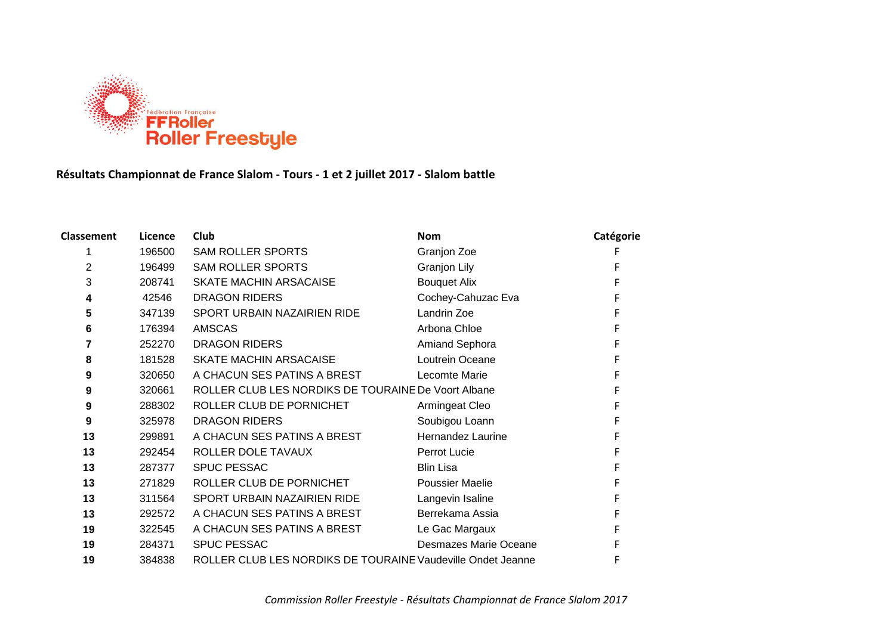**Résultats Championnat de France Slalom - Tours - 1 et 2 juillet 2017 - Slalom battle**

| Classement | Licence | Club | Nom | Catégorie |
|---|---|---|---|---|
| 1 | 196500 | SAM ROLLER SPORTS | Granjon Zoe | F |
| 2 | 196499 | SAM ROLLER SPORTS | Granjon Lily | F |
| 3 | 208741 | SKATE MACHIN ARSACAISE | Bouquet Alix | F |
| **4** | 42546 | DRAGON RIDERS | Cochey-Cahuzac Eva | F |
| **5** | 347139 | SPORT URBAIN NAZAIRIEN RIDE | Landrin Zoe | F |
| **6** | 176394 | AMSCAS | Arbona Chloe | F |
| **7** | 252270 | DRAGON RIDERS | Amiand Sephora | F |
| **8** | 181528 | SKATE MACHIN ARSACAISE | Loutrein Oceane | F |
| **9** | 320650 | A CHACUN SES PATINS A BREST | Lecomte Marie | F |
| **9** | 320661 | ROLLER CLUB LES NORDIKS DE TOURAINE | De Voort Albane | F |
| **9** | 288302 | ROLLER CLUB DE PORNICHET | Armingeat Cleo | F |
| **9** | 325978 | DRAGON RIDERS | Soubigou Loann | F |
| **13** | 299891 | A CHACUN SES PATINS A BREST | Hernandez Laurine | F |
| **13** | 292454 | ROLLER DOLE TAVAUX | Perrot Lucie | F |
| **13** | 287377 | SPUC PESSAC | Blin Lisa | F |
| **13** | 271829 | ROLLER CLUB DE PORNICHET | Poussier Maelie | F |
| **13** | 311564 | SPORT URBAIN NAZAIRIEN RIDE | Langevin Isaline | F |
| **13** | 292572 | A CHACUN SES PATINS A BREST | Berrekama Assia | F |
| **19** | 322545 | A CHACUN SES PATINS A BREST | Le Gac Margaux | F |
| **19** | 284371 | SPUC PESSAC | Desmazes Marie Oceane | F |
| **19** | 384838 | ROLLER CLUB LES NORDIKS DE TOURAINE | Vaudeville Ondet Jeanne | F |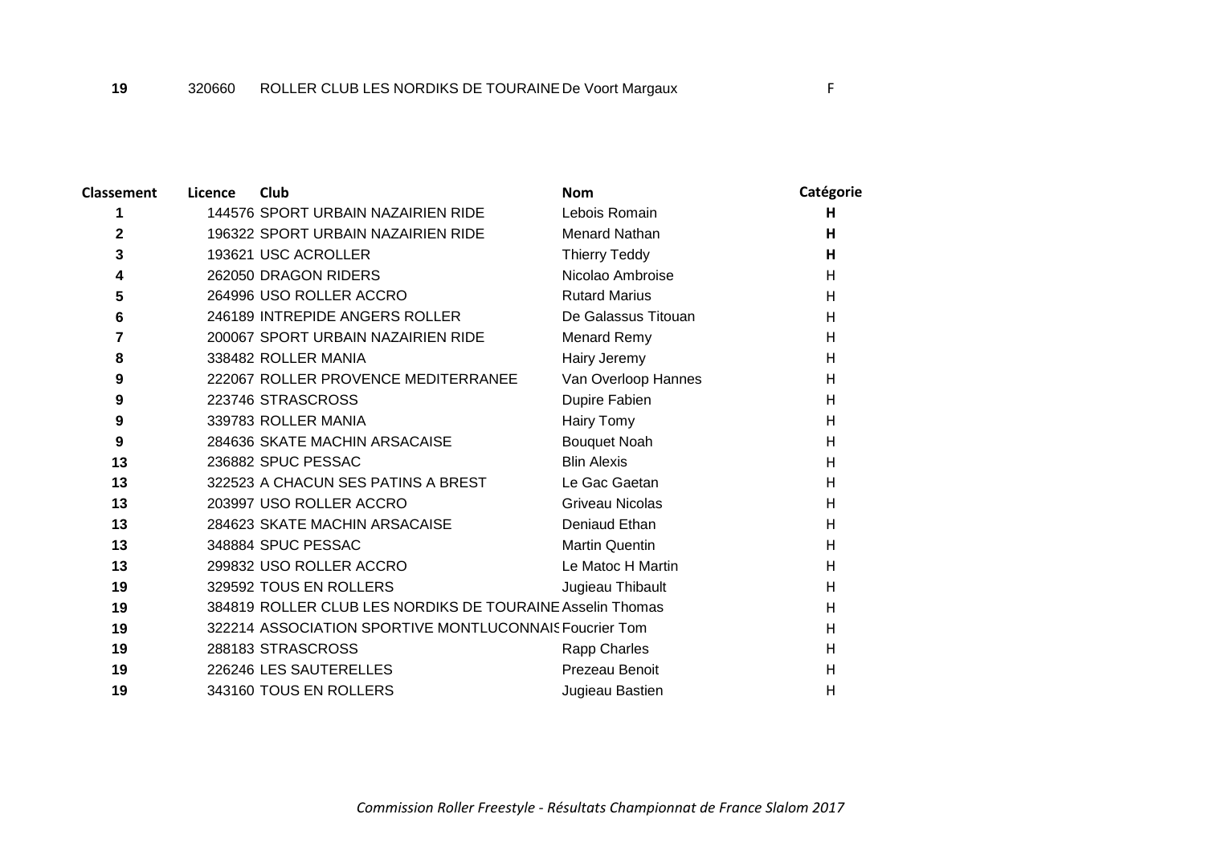| | | | | |
|---|---|---|---|---|
| **19** | 320660 | ROLLER CLUB LES NORDIKS DE TOURAINE | De Voort Margaux | F |

| Classement | Licence | Club | Nom | Catégorie |
|---|---|---|---|---|
| 1 | 144576 | SPORT URBAIN NAZAIRIEN RIDE | Lebois Romain | **H** |
| 2 | 196322 | SPORT URBAIN NAZAIRIEN RIDE | Menard Nathan | **H** |
| 3 | 193621 | USC ACROLLER | Thierry Teddy | **H** |
| 4 | 262050 | DRAGON RIDERS | Nicolao Ambroise | H |
| 5 | 264996 | USO ROLLER ACCRO | Rutard Marius | H |
| 6 | 246189 | INTREPIDE ANGERS ROLLER | De Galassus Titouan | H |
| 7 | 200067 | SPORT URBAIN NAZAIRIEN RIDE | Menard Remy | H |
| 8 | 338482 | ROLLER MANIA | Hairy Jeremy | H |
| 9 | 222067 | ROLLER PROVENCE MEDITERRANEE | Van Overloop Hannes | H |
| 9 | 223746 | STRASCROSS | Dupire Fabien | H |
| 9 | 339783 | ROLLER MANIA | Hairy Tomy | H |
| 9 | 284636 | SKATE MACHIN ARSACAISE | Bouquet Noah | H |
| 13 | 236882 | SPUC PESSAC | Blin Alexis | H |
| 13 | 322523 | A CHACUN SES PATINS A BREST | Le Gac Gaetan | H |
| 13 | 203997 | USO ROLLER ACCRO | Griveau Nicolas | H |
| 13 | 284623 | SKATE MACHIN ARSACAISE | Deniaud Ethan | H |
| 13 | 348884 | SPUC PESSAC | Martin Quentin | H |
| 13 | 299832 | USO ROLLER ACCRO | Le Matoc H Martin | H |
| 19 | 329592 | TOUS EN ROLLERS | Jugieau Thibault | H |
| 19 | 384819 | ROLLER CLUB LES NORDIKS DE TOURAINE | Asselin Thomas | H |
| 19 | 322214 | ASSOCIATION SPORTIVE MONTLUCONNAIS | Foucrier Tom | H |
| 19 | 288183 | STRASCROSS | Rapp Charles | H |
| 19 | 226246 | LES SAUTERELLES | Prezeau Benoit | H |
| 19 | 343160 | TOUS EN ROLLERS | Jugieau Bastien | H |

*Commission Roller Freestyle - Résultats Championnat de France Slalom 2017*